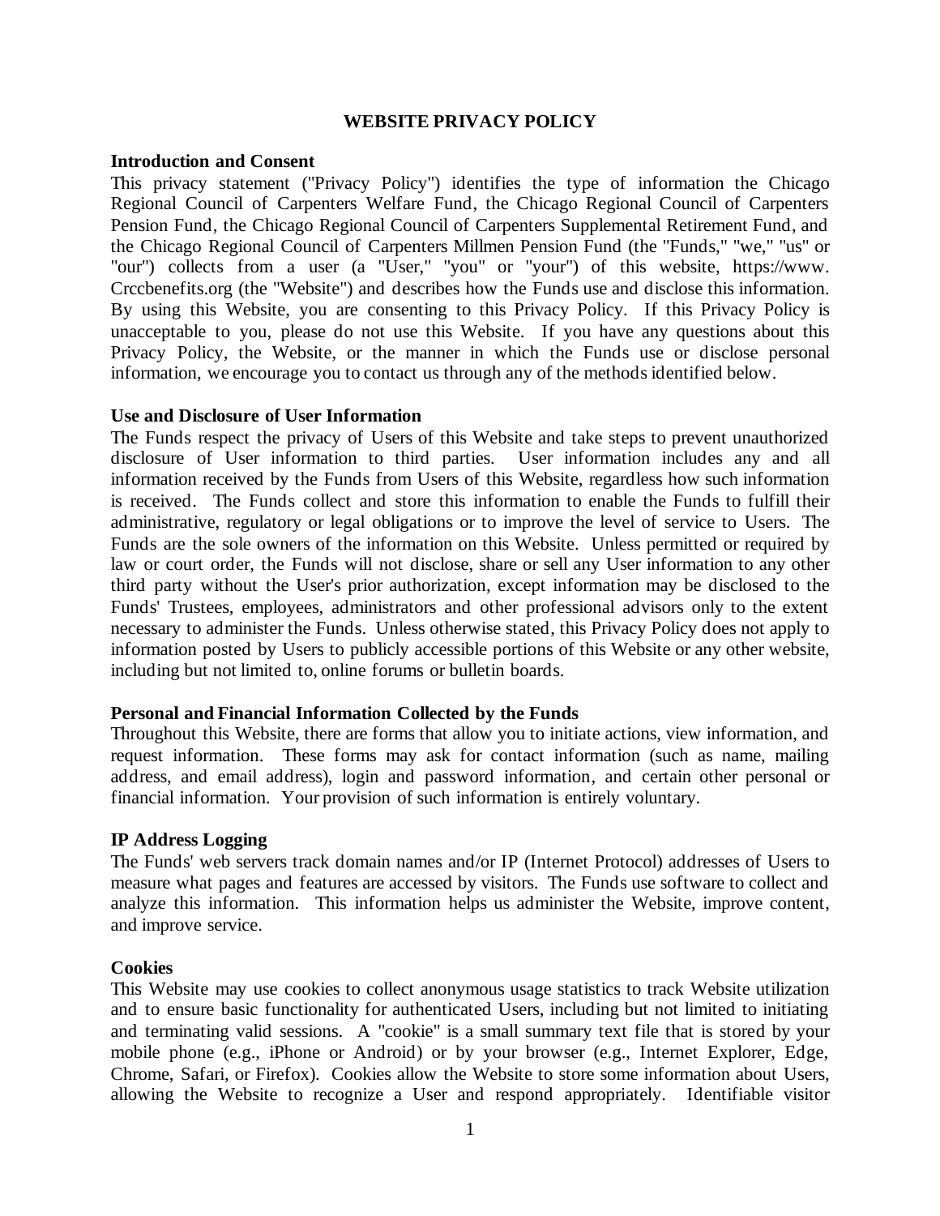# WEBSITE PRIVACY POLICY

**Introduction and Consent**

This privacy statement ("Privacy Policy") identifies the type of information the Chicago Regional Council of Carpenters Welfare Fund, the Chicago Regional Council of Carpenters Pension Fund, the Chicago Regional Council of Carpenters Supplemental Retirement Fund, and the Chicago Regional Council of Carpenters Millmen Pension Fund (the "Funds," "we," "us" or "our") collects from a user (a "User," "you" or "your") of this website, https://www. Crccbenefits.org (the "Website") and describes how the Funds use and disclose this information. By using this Website, you are consenting to this Privacy Policy. If this Privacy Policy is unacceptable to you, please do not use this Website. If you have any questions about this Privacy Policy, the Website, or the manner in which the Funds use or disclose personal information, we encourage you to contact us through any of the methods identified below.

**Use and Disclosure of User Information**

The Funds respect the privacy of Users of this Website and take steps to prevent unauthorized disclosure of User information to third parties. User information includes any and all information received by the Funds from Users of this Website, regardless how such information is received. The Funds collect and store this information to enable the Funds to fulfill their administrative, regulatory or legal obligations or to improve the level of service to Users. The Funds are the sole owners of the information on this Website. Unless permitted or required by law or court order, the Funds will not disclose, share or sell any User information to any other third party without the User's prior authorization, except information may be disclosed to the Funds' Trustees, employees, administrators and other professional advisors only to the extent necessary to administer the Funds. Unless otherwise stated, this Privacy Policy does not apply to information posted by Users to publicly accessible portions of this Website or any other website, including but not limited to, online forums or bulletin boards.

**Personal and Financial Information Collected by the Funds**

Throughout this Website, there are forms that allow you to initiate actions, view information, and request information. These forms may ask for contact information (such as name, mailing address, and email address), login and password information, and certain other personal or financial information. Your provision of such information is entirely voluntary.

**IP Address Logging**

The Funds' web servers track domain names and/or IP (Internet Protocol) addresses of Users to measure what pages and features are accessed by visitors. The Funds use software to collect and analyze this information. This information helps us administer the Website, improve content, and improve service.

**Cookies**

This Website may use cookies to collect anonymous usage statistics to track Website utilization and to ensure basic functionality for authenticated Users, including but not limited to initiating and terminating valid sessions. A "cookie" is a small summary text file that is stored by your mobile phone (e.g., iPhone or Android) or by your browser (e.g., Internet Explorer, Edge, Chrome, Safari, or Firefox). Cookies allow the Website to store some information about Users, allowing the Website to recognize a User and respond appropriately. Identifiable visitor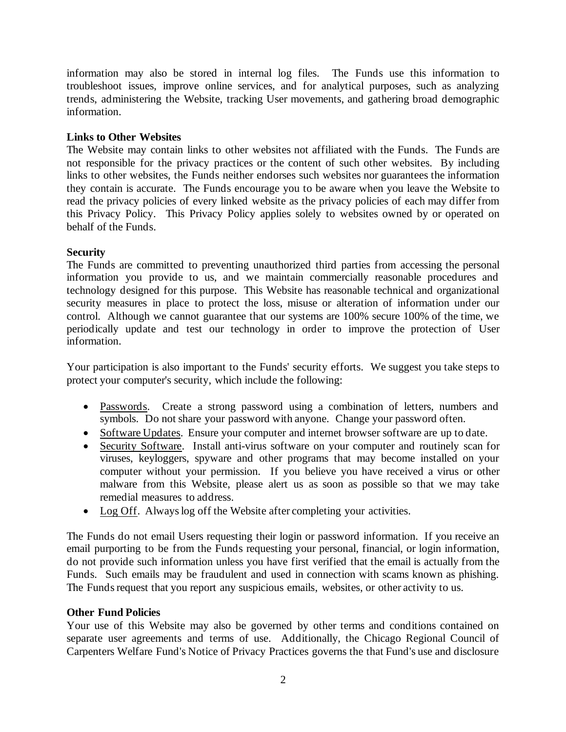information may also be stored in internal log files. The Funds use this information to troubleshoot issues, improve online services, and for analytical purposes, such as analyzing trends, administering the Website, tracking User movements, and gathering broad demographic information.

**Links to Other Websites**

The Website may contain links to other websites not affiliated with the Funds. The Funds are not responsible for the privacy practices or the content of such other websites. By including links to other websites, the Funds neither endorses such websites nor guarantees the information they contain is accurate. The Funds encourage you to be aware when you leave the Website to read the privacy policies of every linked website as the privacy policies of each may differ from this Privacy Policy. This Privacy Policy applies solely to websites owned by or operated on behalf of the Funds.

**Security**

The Funds are committed to preventing unauthorized third parties from accessing the personal information you provide to us, and we maintain commercially reasonable procedures and technology designed for this purpose. This Website has reasonable technical and organizational security measures in place to protect the loss, misuse or alteration of information under our control. Although we cannot guarantee that our systems are 100% secure 100% of the time, we periodically update and test our technology in order to improve the protection of User information.

Your participation is also important to the Funds' security efforts. We suggest you take steps to protect your computer's security, which include the following:

- Passwords. Create a strong password using a combination of letters, numbers and symbols. Do not share your password with anyone. Change your password often.
- Software Updates. Ensure your computer and internet browser software are up to date.
- Security Software. Install anti-virus software on your computer and routinely scan for viruses, keyloggers, spyware and other programs that may become installed on your computer without your permission. If you believe you have received a virus or other malware from this Website, please alert us as soon as possible so that we may take remedial measures to address.
- Log Off. Always log off the Website after completing your activities.

The Funds do not email Users requesting their login or password information. If you receive an email purporting to be from the Funds requesting your personal, financial, or login information, do not provide such information unless you have first verified that the email is actually from the Funds. Such emails may be fraudulent and used in connection with scams known as phishing. The Funds request that you report any suspicious emails, websites, or other activity to us.

**Other Fund Policies**

Your use of this Website may also be governed by other terms and conditions contained on separate user agreements and terms of use. Additionally, the Chicago Regional Council of Carpenters Welfare Fund's Notice of Privacy Practices governs the that Fund's use and disclosure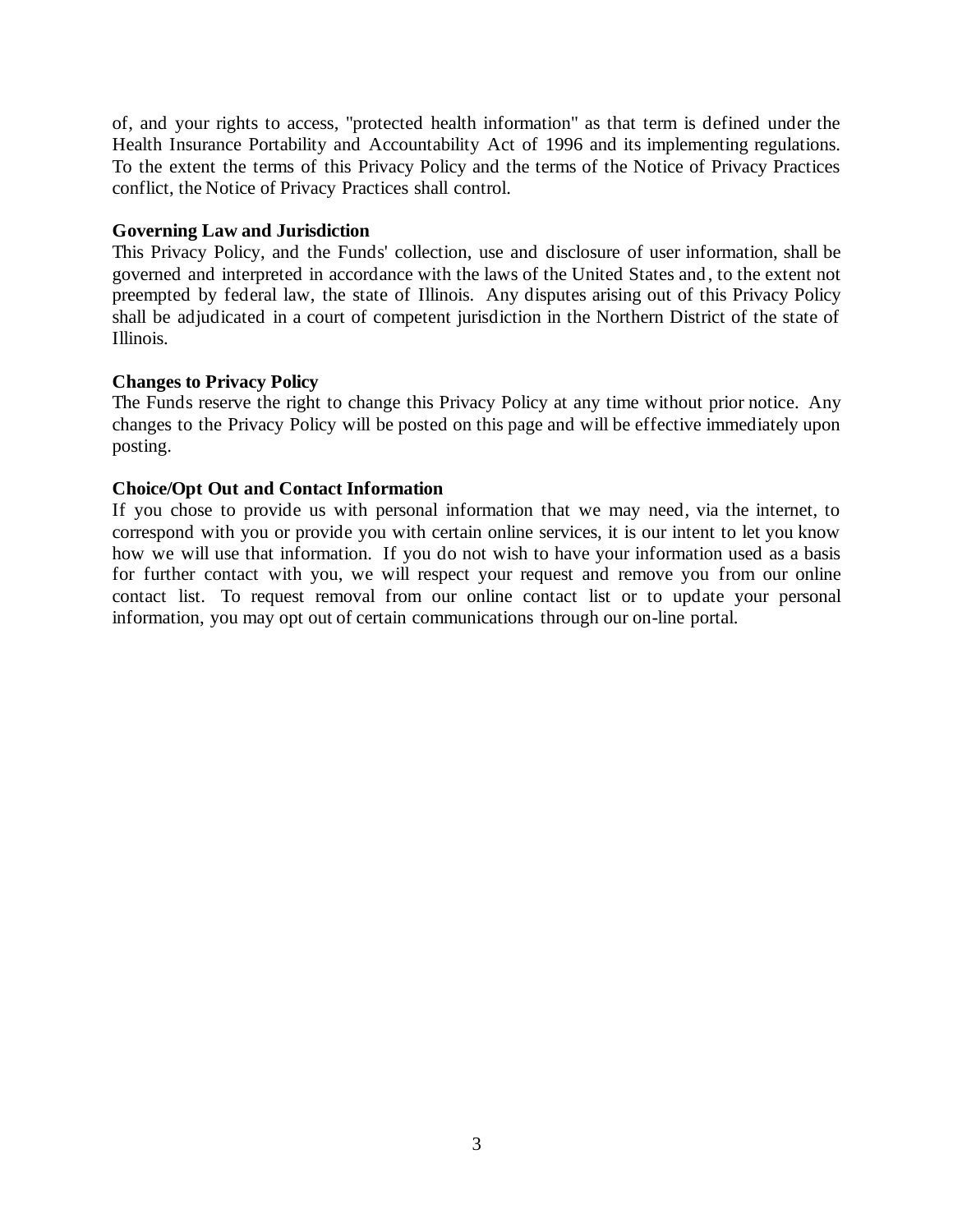of, and your rights to access, "protected health information" as that term is defined under the Health Insurance Portability and Accountability Act of 1996 and its implementing regulations. To the extent the terms of this Privacy Policy and the terms of the Notice of Privacy Practices conflict, the Notice of Privacy Practices shall control.

**Governing Law and Jurisdiction**

This Privacy Policy, and the Funds' collection, use and disclosure of user information, shall be governed and interpreted in accordance with the laws of the United States and, to the extent not preempted by federal law, the state of Illinois. Any disputes arising out of this Privacy Policy shall be adjudicated in a court of competent jurisdiction in the Northern District of the state of Illinois.

**Changes to Privacy Policy**

The Funds reserve the right to change this Privacy Policy at any time without prior notice. Any changes to the Privacy Policy will be posted on this page and will be effective immediately upon posting.

**Choice/Opt Out and Contact Information**

If you chose to provide us with personal information that we may need, via the internet, to correspond with you or provide you with certain online services, it is our intent to let you know how we will use that information. If you do not wish to have your information used as a basis for further contact with you, we will respect your request and remove you from our online contact list. To request removal from our online contact list or to update your personal information, you may opt out of certain communications through our on-line portal.